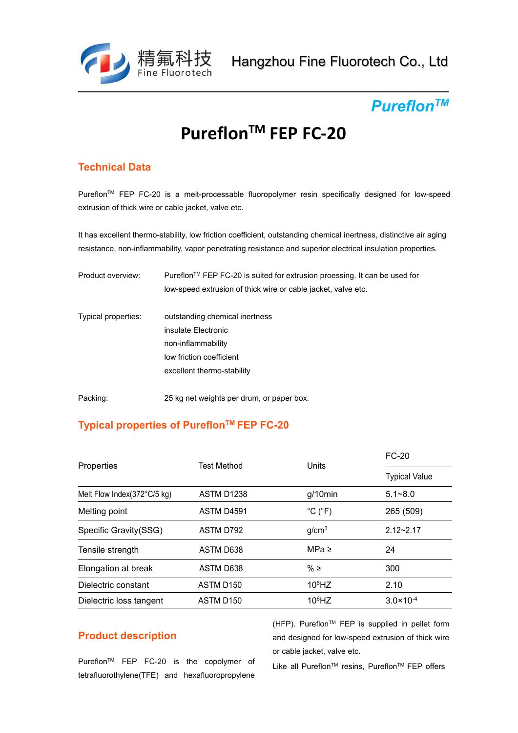Hangzhou Fine Fluorotech Co., Ltd

*Pureflon™*

# Pureflon™ FEP FC-20

## Technical Data

Pureflon™ FEP FC-20 is a melt-processable fluoropolymer resin specifically designed for low-speed extrusion of thick wire or cable jacket, valve etc.

It has excellent thermo-stability, low friction coefficient, outstanding chemical inertness, distinctive air aging resistance, non-inflammability, vapor penetrating resistance and superior electrical insulation properties.

Product overview: Pureflon™ FEP FC-20 is suited for extrusion proessing. It can be used for low-speed extrusion of thick wire or cable jacket, valve etc.

Typical properties:
- outstanding chemical inertness
- insulate Electronic
- non-inflammability
- low friction coefficient
- excellent thermo-stability

Packing: 25 kg net weights per drum, or paper box.

## Typical properties of Pureflon™ FEP FC-20

| Properties | Test Method | Units | FC-20 Typical Value |
|---|---|---|---|
| Melt Flow Index(372°C/5 kg) | ASTM D1238 | g/10min | 5.1~8.0 |
| Melting point | ASTM D4591 | °C (°F) | 265 (509) |
| Specific Gravity(SSG) | ASTM D792 | $g/cm^3$ | 2.12~2.17 |
| Tensile strength | ASTM D638 | MPa ≥ | 24 |
| Elongation at break | ASTM D638 | % ≥ | 300 |
| Dielectric constant | ASTM D150 | $10^6$HZ | 2.10 |
| Dielectric loss tangent | ASTM D150 | $10^6$HZ | $3.0\times10^{-4}$ |

## Product description

Pureflon™ FEP FC-20 is the copolymer of tetrafluorothylene(TFE) and hexafluoropropylene (HFP). Pureflon™ FEP is supplied in pellet form and designed for low-speed extrusion of thick wire or cable jacket, valve etc.

Like all Pureflon™ resins, Pureflon™ FEP offers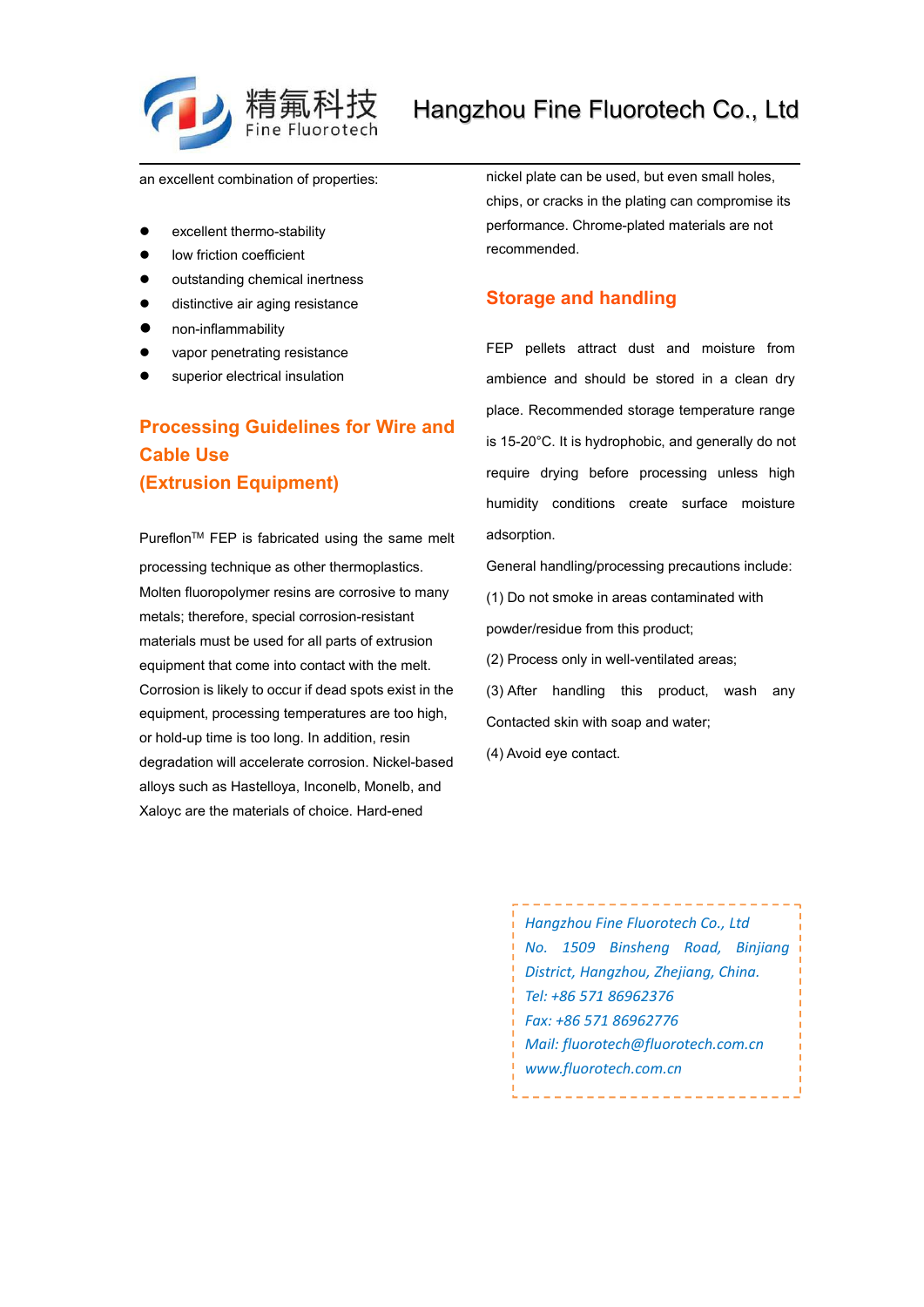an excellent combination of properties:

- excellent thermo-stability
- low friction coefficient
- outstanding chemical inertness
- distinctive air aging resistance
- non-inflammability
- vapor penetrating resistance
- superior electrical insulation

## Processing Guidelines for Wire and Cable Use (Extrusion Equipment)

Pureflon™ FEP is fabricated using the same melt processing technique as other thermoplastics. Molten fluoropolymer resins are corrosive to many metals; therefore, special corrosion-resistant materials must be used for all parts of extrusion equipment that come into contact with the melt. Corrosion is likely to occur if dead spots exist in the equipment, processing temperatures are too high, or hold-up time is too long. In addition, resin degradation will accelerate corrosion. Nickel-based alloys such as Hastelloya, Inconelb, Monelb, and Xaloyc are the materials of choice. Hard-ened nickel plate can be used, but even small holes, chips, or cracks in the plating can compromise its performance. Chrome-plated materials are not recommended.

## Storage and handling

FEP pellets attract dust and moisture from ambience and should be stored in a clean dry place. Recommended storage temperature range is 15-20°C. It is hydrophobic, and generally do not require drying before processing unless high humidity conditions create surface moisture adsorption.

General handling/processing precautions include:

(1) Do not smoke in areas contaminated with powder/residue from this product;

(2) Process only in well-ventilated areas;

(3) After handling this product, wash any Contacted skin with soap and water;

(4) Avoid eye contact.

*Hangzhou Fine Fluorotech Co., Ltd*
*No. 1509 Binsheng Road, Binjiang District, Hangzhou, Zhejiang, China.*
*Tel: +86 571 86962376*
*Fax: +86 571 86962776*
*Mail: fluorotech@fluorotech.com.cn*
*www.fluorotech.com.cn*